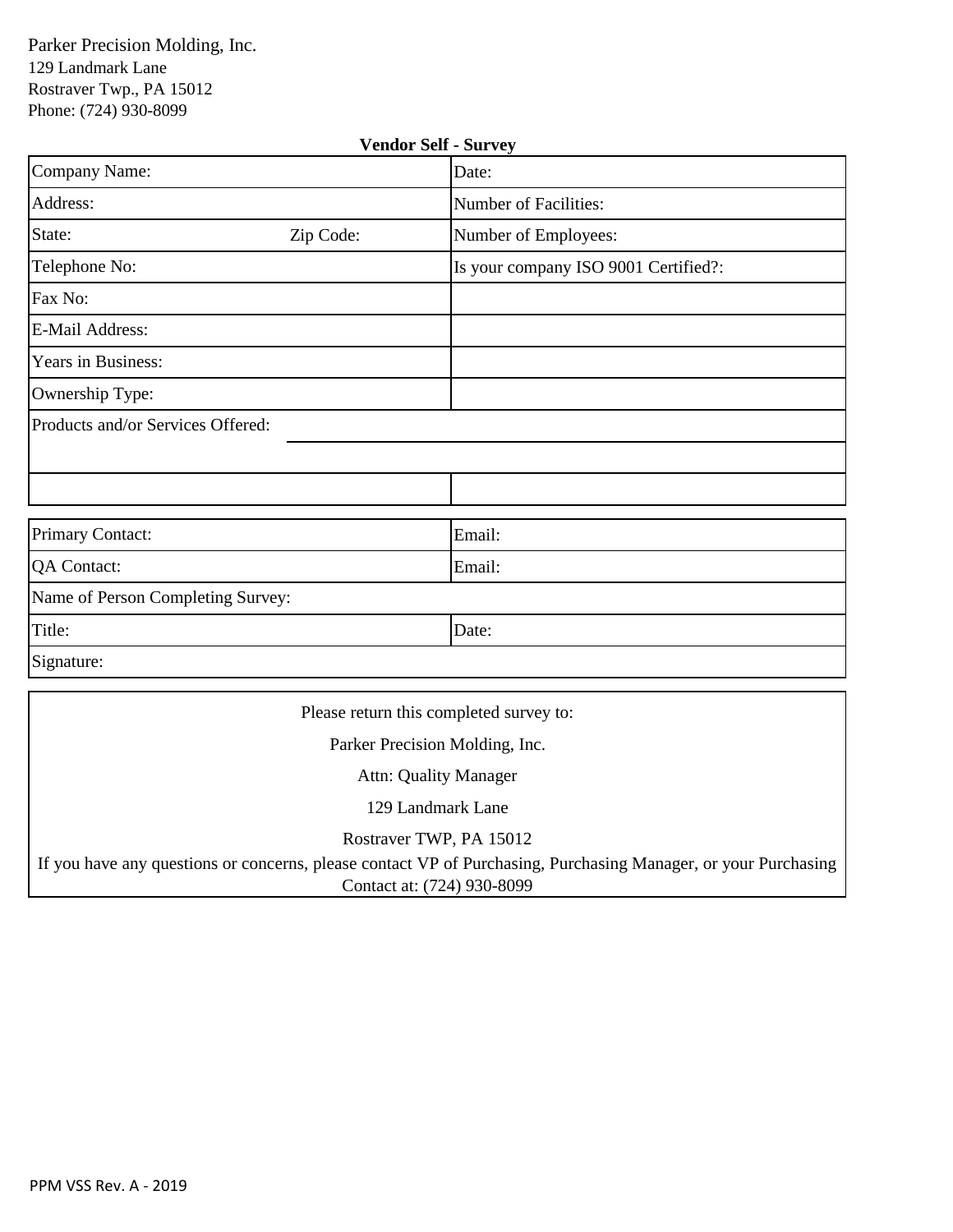Parker Precision Molding, Inc.
129 Landmark Lane
Rostraver Twp., PA 15012
Phone: (724) 930-8099

**Vendor Self - Survey**

| | |
|---|---|
| Company Name: | Date: |
| Address: | Number of Facilities: |
| State: Zip Code: | Number of Employees: |
| Telephone No: | Is your company ISO 9001 Certified?: |
| Fax No: | |
| E-Mail Address: | |
| Years in Business: | |
| Ownership Type: | |
| Products and/or Services Offered: | |
| | |
| | |

| | |
|---|---|
| Primary Contact: | Email: |
| QA Contact: | Email: |
| Name of Person Completing Survey: | |
| Title: | Date: |
| Signature: | |

Please return this completed survey to:

Parker Precision Molding, Inc.

Attn: Quality Manager

129 Landmark Lane

Rostraver TWP, PA 15012

If you have any questions or concerns, please contact VP of Purchasing, Purchasing Manager, or your Purchasing Contact at: (724) 930-8099

PPM VSS Rev. A - 2019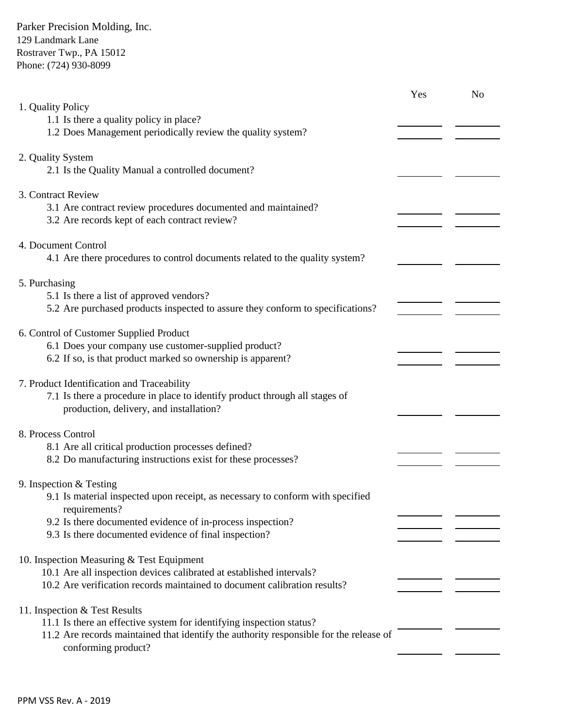Parker Precision Molding, Inc.
129 Landmark Lane
Rostraver Twp., PA 15012
Phone: (724) 930-8099

| | Yes | No |
|---|---|---|
| **1. Quality Policy** | | |
| 1.1 Is there a quality policy in place? | ________ | ________ |
| 1.2 Does Management periodically review the quality system? | ________ | ________ |
| **2. Quality System** | | |
| 2.1 Is the Quality Manual a controlled document? | ________ | ________ |
| **3. Contract Review** | | |
| 3.1 Are contract review procedures documented and maintained? | ________ | ________ |
| 3.2 Are records kept of each contract review? | ________ | ________ |
| **4. Document Control** | | |
| 4.1 Are there procedures to control documents related to the quality system? | ________ | ________ |
| **5. Purchasing** | | |
| 5.1 Is there a list of approved vendors? | ________ | ________ |
| 5.2 Are purchased products inspected to assure they conform to specifications? | ________ | ________ |
| **6. Control of Customer Supplied Product** | | |
| 6.1 Does your company use customer-supplied product? | ________ | ________ |
| 6.2 If so, is that product marked so ownership is apparent? | ________ | ________ |
| **7. Product Identification and Traceability** | | |
| 7.1 Is there a procedure in place to identify product through all stages of production, delivery, and installation? | ________ | ________ |
| **8. Process Control** | | |
| 8.1 Are all critical production processes defined? | ________ | ________ |
| 8.2 Do manufacturing instructions exist for these processes? | ________ | ________ |
| **9. Inspection & Testing** | | |
| 9.1 Is material inspected upon receipt, as necessary to conform with specified requirements? | ________ | ________ |
| 9.2 Is there documented evidence of in-process inspection? | ________ | ________ |
| 9.3 Is there documented evidence of final inspection? | ________ | ________ |
| **10. Inspection Measuring & Test Equipment** | | |
| 10.1 Are all inspection devices calibrated at established intervals? | ________ | ________ |
| 10.2 Are verification records maintained to document calibration results? | ________ | ________ |
| **11. Inspection & Test Results** | | |
| 11.1 Is there an effective system for identifying inspection status? | ________ | ________ |
| 11.2 Are records maintained that identify the authority responsible for the release of conforming product? | ________ | ________ |

PPM VSS Rev. A - 2019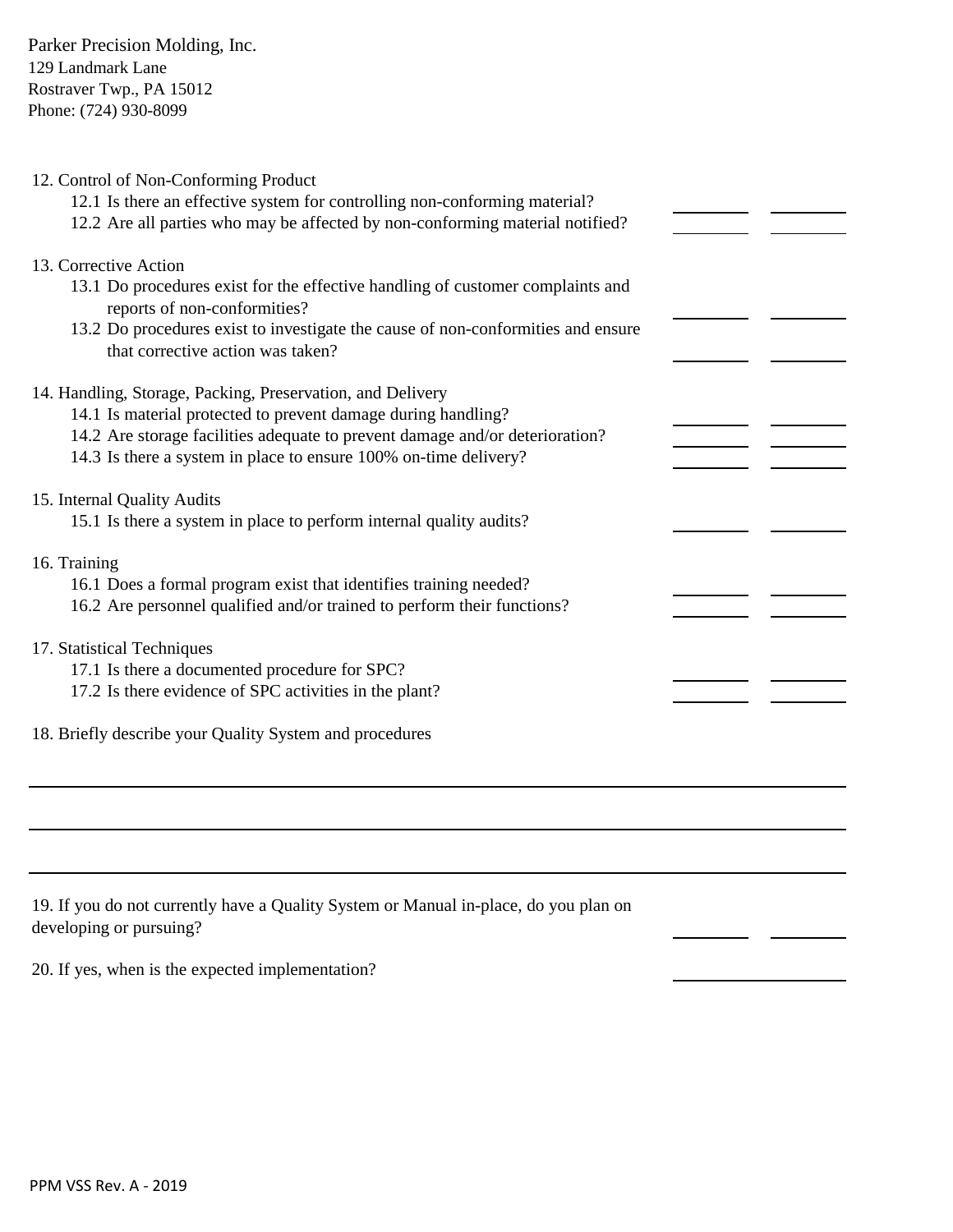Parker Precision Molding, Inc.
129 Landmark Lane
Rostraver Twp., PA 15012
Phone: (724) 930-8099

12. Control of Non-Conforming Product
    - 12.1 Is there an effective system for controlling non-conforming material? \_\_\_\_\_\_\_\_ \_\_\_\_\_\_\_\_
    - 12.2 Are all parties who may be affected by non-conforming material notified? \_\_\_\_\_\_\_\_ \_\_\_\_\_\_\_\_

13. Corrective Action
    - 13.1 Do procedures exist for the effective handling of customer complaints and reports of non-conformities? \_\_\_\_\_\_\_\_ \_\_\_\_\_\_\_\_
    - 13.2 Do procedures exist to investigate the cause of non-conformities and ensure that corrective action was taken? \_\_\_\_\_\_\_\_ \_\_\_\_\_\_\_\_

14. Handling, Storage, Packing, Preservation, and Delivery
    - 14.1 Is material protected to prevent damage during handling? \_\_\_\_\_\_\_\_ \_\_\_\_\_\_\_\_
    - 14.2 Are storage facilities adequate to prevent damage and/or deterioration? \_\_\_\_\_\_\_\_ \_\_\_\_\_\_\_\_
    - 14.3 Is there a system in place to ensure 100% on-time delivery? \_\_\_\_\_\_\_\_ \_\_\_\_\_\_\_\_

15. Internal Quality Audits
    - 15.1 Is there a system in place to perform internal quality audits? \_\_\_\_\_\_\_\_ \_\_\_\_\_\_\_\_

16. Training
    - 16.1 Does a formal program exist that identifies training needed? \_\_\_\_\_\_\_\_ \_\_\_\_\_\_\_\_
    - 16.2 Are personnel qualified and/or trained to perform their functions? \_\_\_\_\_\_\_\_ \_\_\_\_\_\_\_\_

17. Statistical Techniques
    - 17.1 Is there a documented procedure for SPC? \_\_\_\_\_\_\_\_ \_\_\_\_\_\_\_\_
    - 17.2 Is there evidence of SPC activities in the plant? \_\_\_\_\_\_\_\_ \_\_\_\_\_\_\_\_

18. Briefly describe your Quality System and procedures

\_\_\_\_\_\_\_\_\_\_\_\_\_\_\_\_\_\_\_\_\_\_\_\_\_\_\_\_\_\_\_\_\_\_\_\_\_\_\_\_\_\_\_\_\_\_\_\_\_\_\_\_\_\_\_\_\_\_\_\_

\_\_\_\_\_\_\_\_\_\_\_\_\_\_\_\_\_\_\_\_\_\_\_\_\_\_\_\_\_\_\_\_\_\_\_\_\_\_\_\_\_\_\_\_\_\_\_\_\_\_\_\_\_\_\_\_\_\_\_\_

\_\_\_\_\_\_\_\_\_\_\_\_\_\_\_\_\_\_\_\_\_\_\_\_\_\_\_\_\_\_\_\_\_\_\_\_\_\_\_\_\_\_\_\_\_\_\_\_\_\_\_\_\_\_\_\_\_\_\_\_

19. If you do not currently have a Quality System or Manual in-place, do you plan on developing or pursuing? \_\_\_\_\_\_\_\_ \_\_\_\_\_\_\_\_

20. If yes, when is the expected implementation? \_\_\_\_\_\_\_\_\_\_\_\_\_\_\_\_

PPM VSS Rev. A - 2019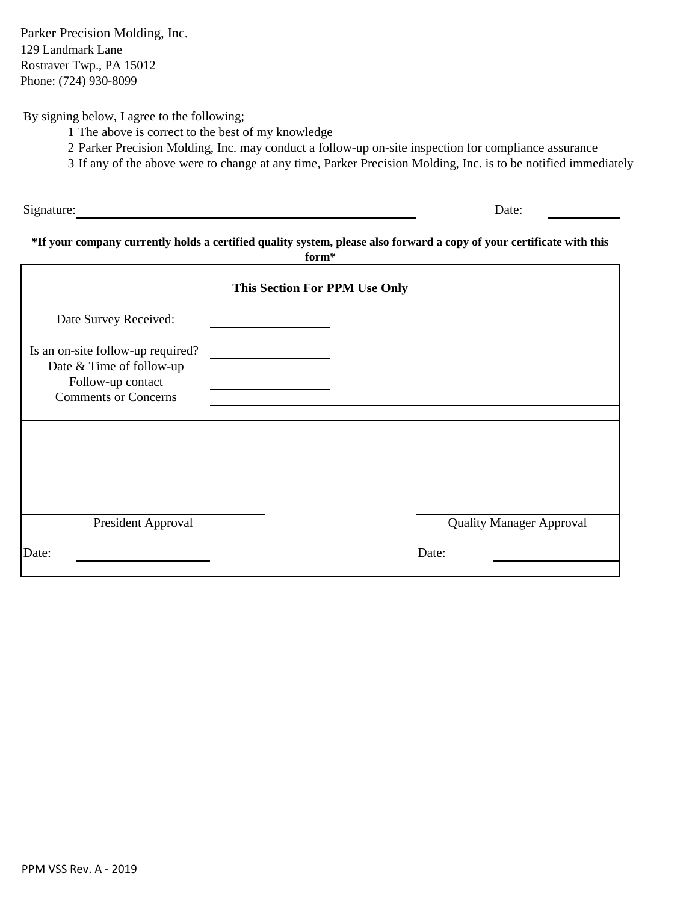Parker Precision Molding, Inc.
129 Landmark Lane
Rostraver Twp., PA 15012
Phone: (724) 930-8099

By signing below, I agree to the following;

1. The above is correct to the best of my knowledge
2. Parker Precision Molding, Inc. may conduct a follow-up on-site inspection for compliance assurance
3. If any of the above were to change at any time, Parker Precision Molding, Inc. is to be notified immediately

Signature: ______________________________ Date: __________

***If your company currently holds a certified quality system, please also forward a copy of your certificate with this form***

**This Section For PPM Use Only**

Date Survey Received: __________

Is an on-site follow-up required? __________
Date & Time of follow-up __________
Follow-up contact __________
Comments or Concerns __________

President Approval ______________________________

Date: __________

Quality Manager Approval ______________________________

Date: __________

PPM VSS Rev. A - 2019